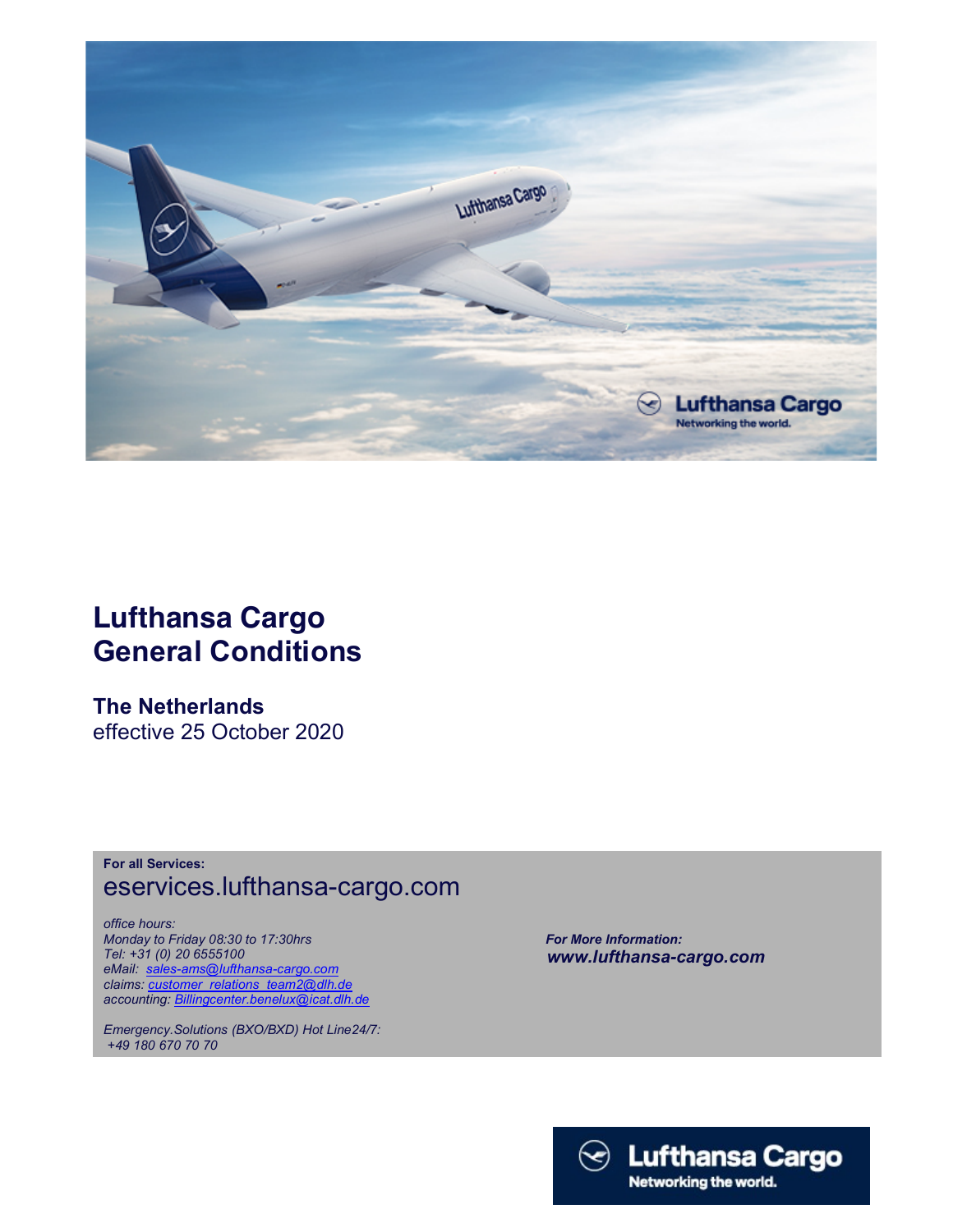# Lufthansa Cargo General Conditions

## The Netherlands

effective 25 October 2020

**For all Services:**

eservices.lufthansa-cargo.com

*office hours:*
*Monday to Friday 08:30 to 17:30hrs*
*Tel: +31 (0) 20 6555100*
*eMail: sales-ams@lufthansa-cargo.com*
*claims: customer_relations_team2@dlh.de*
*accounting: Billingcenter.benelux@icat.dlh.de*

*Emergency.Solutions (BXO/BXD) Hot Line24/7:*
*+49 180 670 70 70*

***For More Information:***
***www.lufthansa-cargo.com***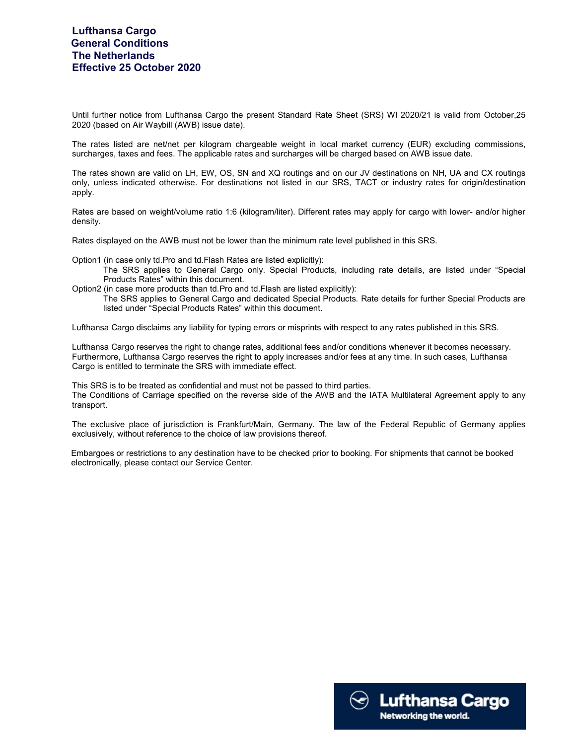# Lufthansa Cargo
# General Conditions
# The Netherlands
# Effective 25 October 2020

Until further notice from Lufthansa Cargo the present Standard Rate Sheet (SRS) WI 2020/21 is valid from October,25 2020 (based on Air Waybill (AWB) issue date).

The rates listed are net/net per kilogram chargeable weight in local market currency (EUR) excluding commissions, surcharges, taxes and fees. The applicable rates and surcharges will be charged based on AWB issue date.

The rates shown are valid on LH, EW, OS, SN and XQ routings and on our JV destinations on NH, UA and CX routings only, unless indicated otherwise. For destinations not listed in our SRS, TACT or industry rates for origin/destination apply.

Rates are based on weight/volume ratio 1:6 (kilogram/liter). Different rates may apply for cargo with lower- and/or higher density.

Rates displayed on the AWB must not be lower than the minimum rate level published in this SRS.

Option1 (in case only td.Pro and td.Flash Rates are listed explicitly):
  The SRS applies to General Cargo only. Special Products, including rate details, are listed under “Special Products Rates” within this document.

Option2 (in case more products than td.Pro and td.Flash are listed explicitly):
  The SRS applies to General Cargo and dedicated Special Products. Rate details for further Special Products are listed under “Special Products Rates” within this document.

Lufthansa Cargo disclaims any liability for typing errors or misprints with respect to any rates published in this SRS.

Lufthansa Cargo reserves the right to change rates, additional fees and/or conditions whenever it becomes necessary. Furthermore, Lufthansa Cargo reserves the right to apply increases and/or fees at any time. In such cases, Lufthansa Cargo is entitled to terminate the SRS with immediate effect.

This SRS is to be treated as confidential and must not be passed to third parties.
The Conditions of Carriage specified on the reverse side of the AWB and the IATA Multilateral Agreement apply to any transport.

The exclusive place of jurisdiction is Frankfurt/Main, Germany. The law of the Federal Republic of Germany applies exclusively, without reference to the choice of law provisions thereof.

Embargoes or restrictions to any destination have to be checked prior to booking. For shipments that cannot be booked electronically, please contact our Service Center.

Lufthansa Cargo
Networking the world.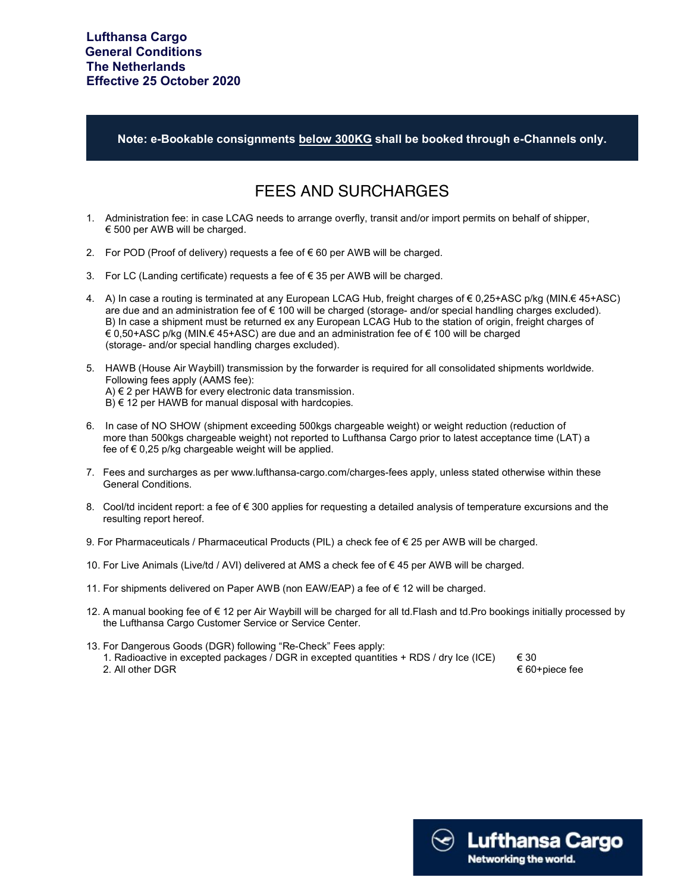**Lufthansa Cargo**
**General Conditions**
**The Netherlands**
**Effective 25 October 2020**

**Note: e-Bookable consignments below 300KG shall be booked through e-Channels only.**

# FEES AND SURCHARGES

1. Administration fee: in case LCAG needs to arrange overfly, transit and/or import permits on behalf of shipper, € 500 per AWB will be charged.

2. For POD (Proof of delivery) requests a fee of € 60 per AWB will be charged.

3. For LC (Landing certificate) requests a fee of € 35 per AWB will be charged.

4. A) In case a routing is terminated at any European LCAG Hub, freight charges of € 0,25+ASC p/kg (MIN.€ 45+ASC) are due and an administration fee of € 100 will be charged (storage- and/or special handling charges excluded).
   B) In case a shipment must be returned ex any European LCAG Hub to the station of origin, freight charges of € 0,50+ASC p/kg (MIN.€ 45+ASC) are due and an administration fee of € 100 will be charged (storage- and/or special handling charges excluded).

5. HAWB (House Air Waybill) transmission by the forwarder is required for all consolidated shipments worldwide. Following fees apply (AAMS fee):
   A) € 2 per HAWB for every electronic data transmission.
   B) € 12 per HAWB for manual disposal with hardcopies.

6. In case of NO SHOW (shipment exceeding 500kgs chargeable weight) or weight reduction (reduction of more than 500kgs chargeable weight) not reported to Lufthansa Cargo prior to latest acceptance time (LAT) a fee of € 0,25 p/kg chargeable weight will be applied.

7. Fees and surcharges as per www.lufthansa-cargo.com/charges-fees apply, unless stated otherwise within these General Conditions.

8. Cool/td incident report: a fee of € 300 applies for requesting a detailed analysis of temperature excursions and the resulting report hereof.

9. For Pharmaceuticals / Pharmaceutical Products (PIL) a check fee of € 25 per AWB will be charged.

10. For Live Animals (Live/td / AVI) delivered at AMS a check fee of € 45 per AWB will be charged.

11. For shipments delivered on Paper AWB (non EAW/EAP) a fee of € 12 will be charged.

12. A manual booking fee of € 12 per Air Waybill will be charged for all td.Flash and td.Pro bookings initially processed by the Lufthansa Cargo Customer Service or Service Center.

13. For Dangerous Goods (DGR) following "Re-Check" Fees apply:
    1. Radioactive in excepted packages / DGR in excepted quantities + RDS / dry Ice (ICE) € 30
    2. All other DGR € 60+piece fee

Lufthansa Cargo
Networking the world.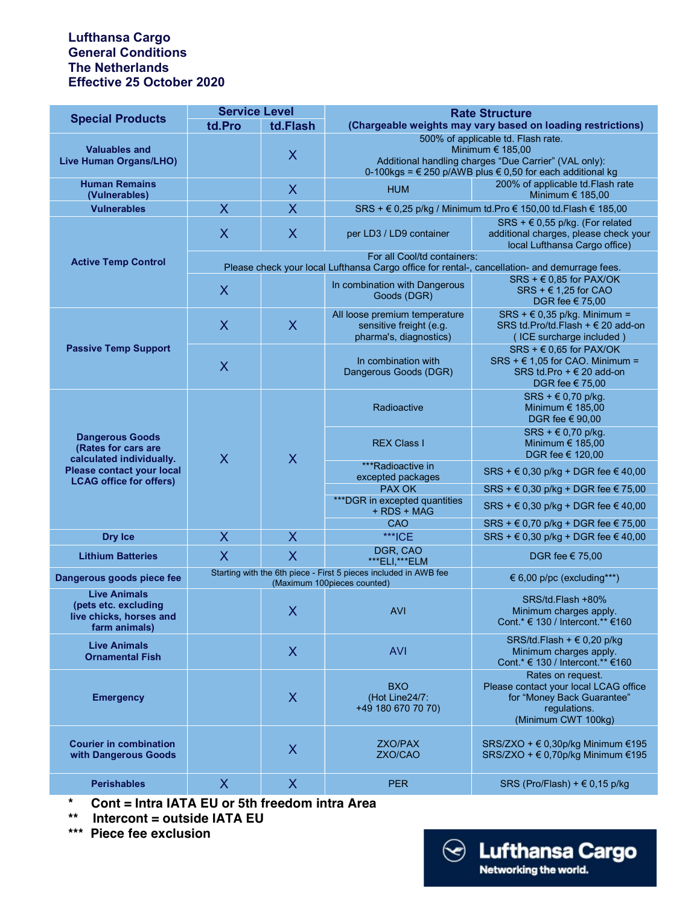**Lufthansa Cargo**
**General Conditions**
**The Netherlands**
**Effective 25 October 2020**

| Special Products | Service Level td.Pro | Service Level td.Flash | Rate Structure (Chargeable weights may vary based on loading restrictions) | |
|---|---|---|---|---|
| Valuables and Live Human Organs/LHO) | | X | 500% of applicable td. Flash rate. Minimum € 185,00 Additional handling charges "Due Carrier" (VAL only): 0-100kgs = € 250 p/AWB plus € 0,50 for each additional kg | |
| Human Remains (Vulnerables) | | X | HUM | 200% of applicable td.Flash rate Minimum € 185,00 |
| Vulnerables | X | X | SRS + € 0,25 p/kg / Minimum td.Pro € 150,00 td.Flash € 185,00 | |
| Active Temp Control | X | X | per LD3 / LD9 container | SRS + € 0,55 p/kg. (For related additional charges, please check your local Lufthansa Cargo office) |
| | For all Cool/td containers: Please check your local Lufthansa Cargo office for rental-, cancellation- and demurrage fees. | | | |
| | X | | In combination with Dangerous Goods (DGR) | SRS + € 0,85 for PAX/OK SRS + € 1,25 for CAO DGR fee € 75,00 |
| Passive Temp Support | X | X | All loose premium temperature sensitive freight (e.g. pharma's, diagnostics) | SRS + € 0,35 p/kg. Minimum = SRS td.Pro/td.Flash + € 20 add-on ( ICE surcharge included ) |
| | X | | In combination with Dangerous Goods (DGR) | SRS + € 0,65 for PAX/OK SRS + € 1,05 for CAO. Minimum = SRS td.Pro + € 20 add-on DGR fee € 75,00 |
| Dangerous Goods (Rates for cars are calculated individually. Please contact your local LCAG office for offers) | X | X | Radioactive | SRS + € 0,70 p/kg. Minimum € 185,00 DGR fee € 90,00 |
| | | | REX Class I | SRS + € 0,70 p/kg. Minimum € 185,00 DGR fee € 120,00 |
| | | | ***Radioactive in excepted packages | SRS + € 0,30 p/kg + DGR fee € 40,00 |
| | | | PAX OK | SRS + € 0,30 p/kg + DGR fee € 75,00 |
| | | | ***DGR in excepted quantities + RDS + MAG | SRS + € 0,30 p/kg + DGR fee € 40,00 |
| | | | CAO | SRS + € 0,70 p/kg + DGR fee € 75,00 |
| Dry Ice | X | X | ***ICE | SRS + € 0,30 p/kg + DGR fee € 40,00 |
| Lithium Batteries | X | X | DGR, CAO ***ELI,***ELM | DGR fee € 75,00 |
| Dangerous goods piece fee | Starting with the 6th piece - First 5 pieces included in AWB fee (Maximum 100pieces counted) | | | € 6,00 p/pc (excluding***) |
| Live Animals (pets etc. excluding live chicks, horses and farm animals) | | X | AVI | SRS/td.Flash +80% Minimum charges apply. Cont.* € 130 / Intercont.** €160 |
| Live Animals Ornamental Fish | | X | AVI | SRS/td.Flash + € 0,20 p/kg Minimum charges apply. Cont.* € 130 / Intercont.** €160 |
| Emergency | | X | BXO (Hot Line24/7: +49 180 670 70 70) | Rates on request. Please contact your local LCAG office for "Money Back Guarantee" regulations. (Minimum CWT 100kg) |
| Courier in combination with Dangerous Goods | | X | ZXO/PAX ZXO/CAO | SRS/ZXO + € 0,30p/kg Minimum €195 SRS/ZXO + € 0,70p/kg Minimum €195 |
| Perishables | X | X | PER | SRS (Pro/Flash) + € 0,15 p/kg |

\* **Cont = Intra IATA EU or 5th freedom intra Area**
** **Intercont = outside IATA EU**
*** **Piece fee exclusion**

**Lufthansa Cargo**
Networking the world.